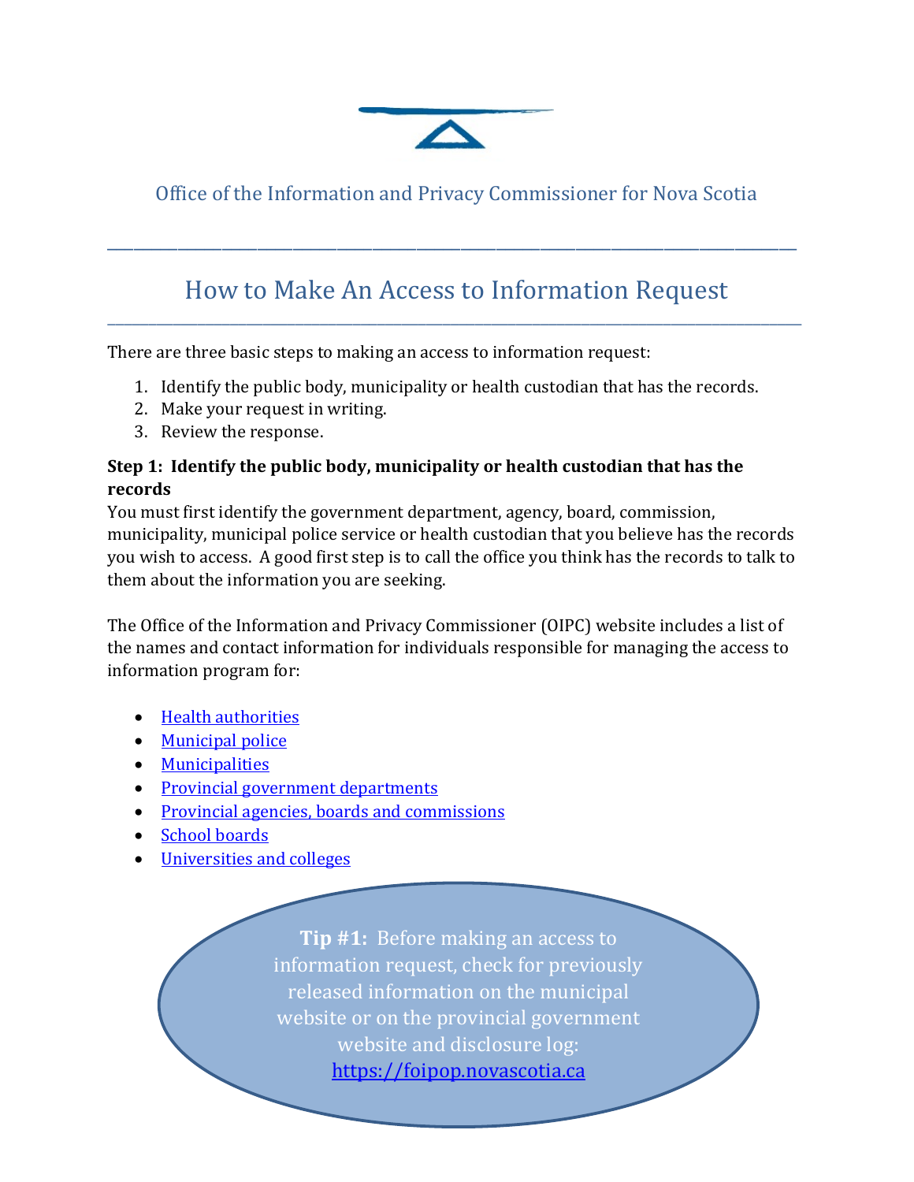Office of the Information and Privacy Commissioner for Nova Scotia

# How to Make An Access to Information Request

There are three basic steps to making an access to information request:

1. Identify the public body, municipality or health custodian that has the records.
2. Make your request in writing.
3. Review the response.

**Step 1: Identify the public body, municipality or health custodian that has the records**

You must first identify the government department, agency, board, commission, municipality, municipal police service or health custodian that you believe has the records you wish to access. A good first step is to call the office you think has the records to talk to them about the information you are seeking.

The Office of the Information and Privacy Commissioner (OIPC) website includes a list of the names and contact information for individuals responsible for managing the access to information program for:

- Health authorities
- Municipal police
- Municipalities
- Provincial government departments
- Provincial agencies, boards and commissions
- School boards
- Universities and colleges

**Tip #1:** Before making an access to information request, check for previously released information on the municipal website or on the provincial government website and disclosure log: https://foipop.novascotia.ca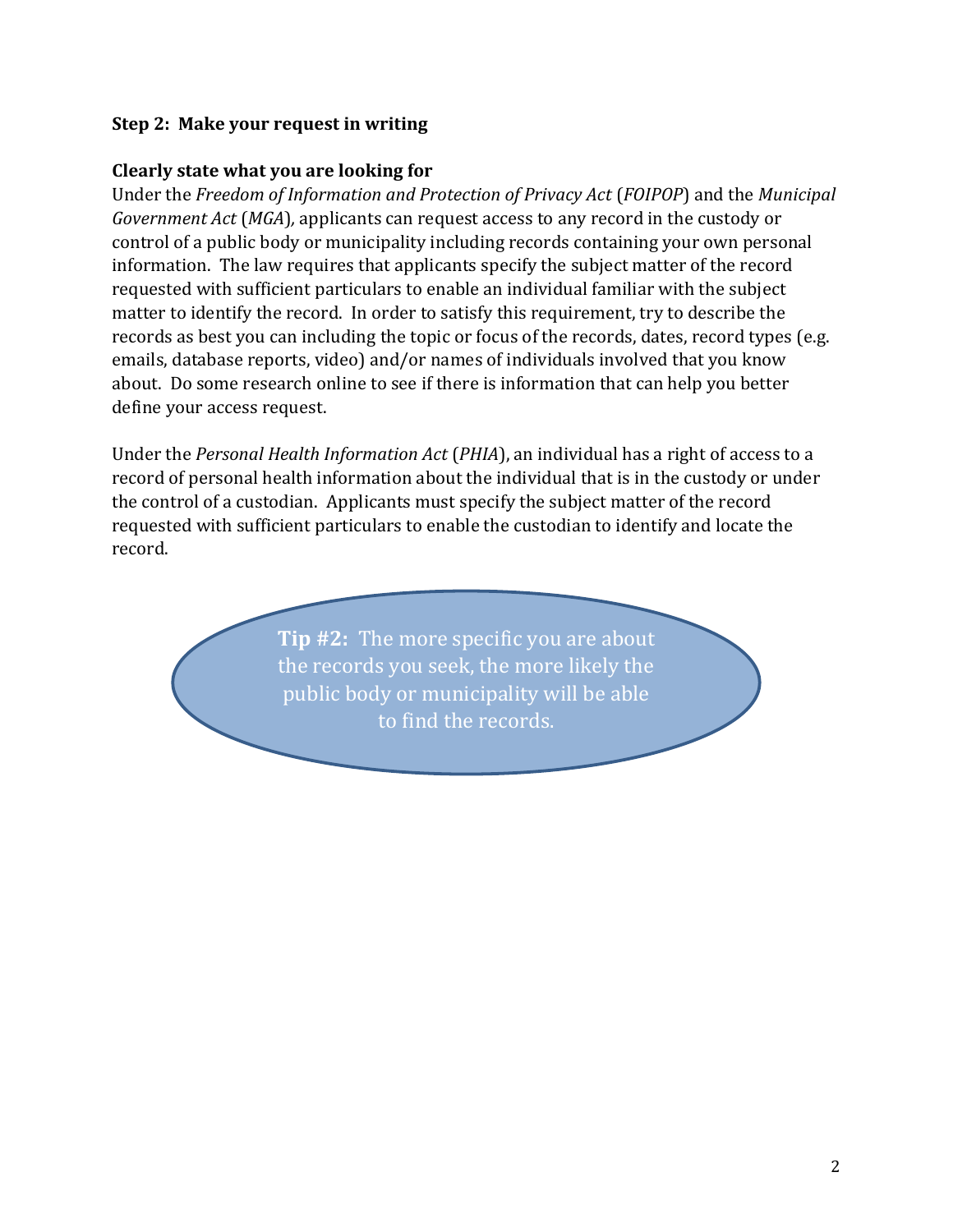**Step 2: Make your request in writing**

**Clearly state what you are looking for**

Under the *Freedom of Information and Protection of Privacy Act* (*FOIPOP*) and the *Municipal Government Act* (*MGA*), applicants can request access to any record in the custody or control of a public body or municipality including records containing your own personal information. The law requires that applicants specify the subject matter of the record requested with sufficient particulars to enable an individual familiar with the subject matter to identify the record. In order to satisfy this requirement, try to describe the records as best you can including the topic or focus of the records, dates, record types (e.g. emails, database reports, video) and/or names of individuals involved that you know about. Do some research online to see if there is information that can help you better define your access request.

Under the *Personal Health Information Act* (*PHIA*), an individual has a right of access to a record of personal health information about the individual that is in the custody or under the control of a custodian. Applicants must specify the subject matter of the record requested with sufficient particulars to enable the custodian to identify and locate the record.

**Tip #2:** The more specific you are about the records you seek, the more likely the public body or municipality will be able to find the records.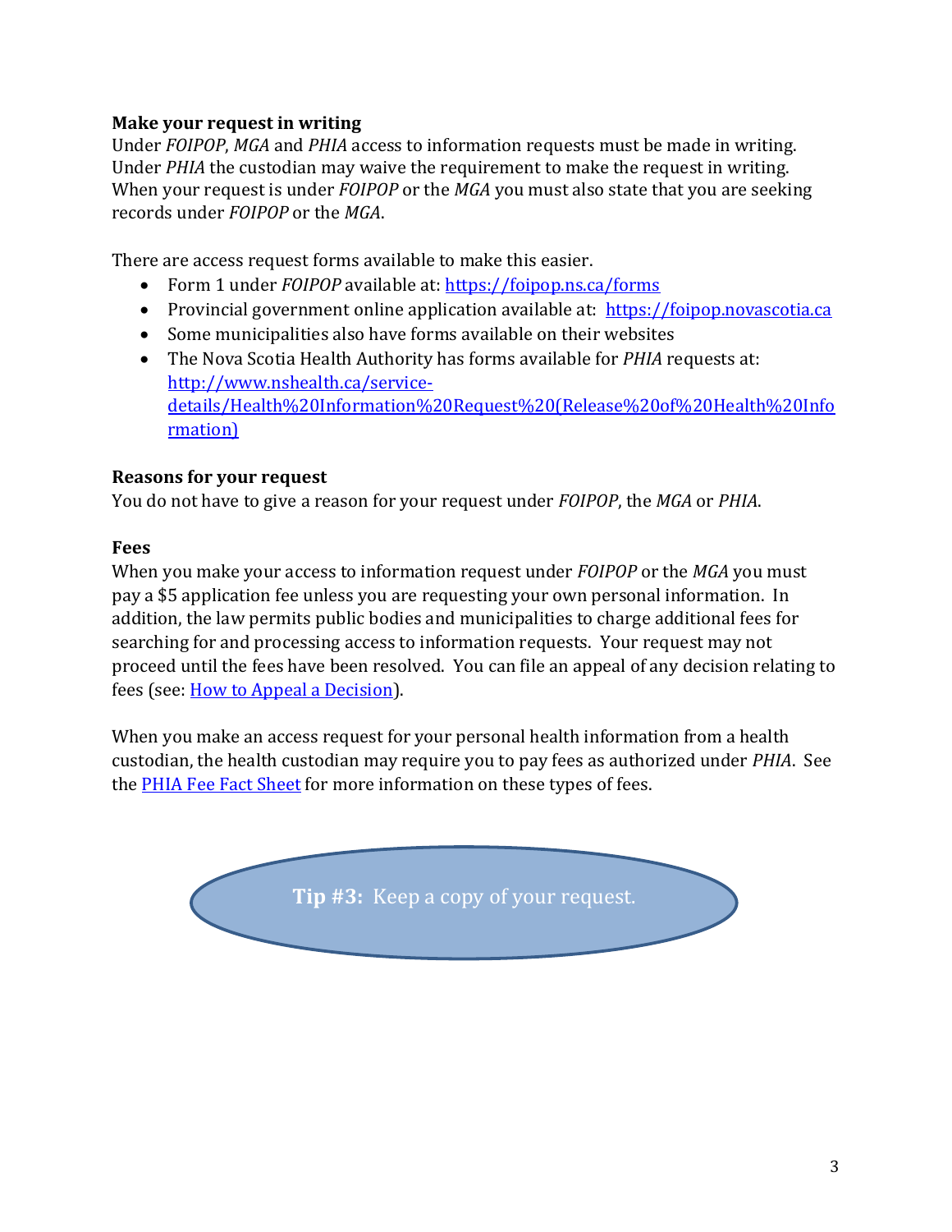### Make your request in writing

Under *FOIPOP*, *MGA* and *PHIA* access to information requests must be made in writing. Under *PHIA* the custodian may waive the requirement to make the request in writing. When your request is under *FOIPOP* or the *MGA* you must also state that you are seeking records under *FOIPOP* or the *MGA*.

There are access request forms available to make this easier.

- Form 1 under *FOIPOP* available at: [https://foipop.ns.ca/forms](https://foipop.ns.ca/forms)
- Provincial government online application available at: [https://foipop.novascotia.ca](https://foipop.novascotia.ca)
- Some municipalities also have forms available on their websites
- The Nova Scotia Health Authority has forms available for *PHIA* requests at: [http://www.nshealth.ca/service-details/Health%20Information%20Request%20(Release%20of%20Health%20Information)](http://www.nshealth.ca/service-details/Health%20Information%20Request%20(Release%20of%20Health%20Information))

### Reasons for your request

You do not have to give a reason for your request under *FOIPOP*, the *MGA* or *PHIA*.

### Fees

When you make your access to information request under *FOIPOP* or the *MGA* you must pay a $5 application fee unless you are requesting your own personal information. In addition, the law permits public bodies and municipalities to charge additional fees for searching for and processing access to information requests. Your request may not proceed until the fees have been resolved. You can file an appeal of any decision relating to fees (see: How to Appeal a Decision).

When you make an access request for your personal health information from a health custodian, the health custodian may require you to pay fees as authorized under *PHIA*. See the PHIA Fee Fact Sheet for more information on these types of fees.

**Tip #3:** Keep a copy of your request.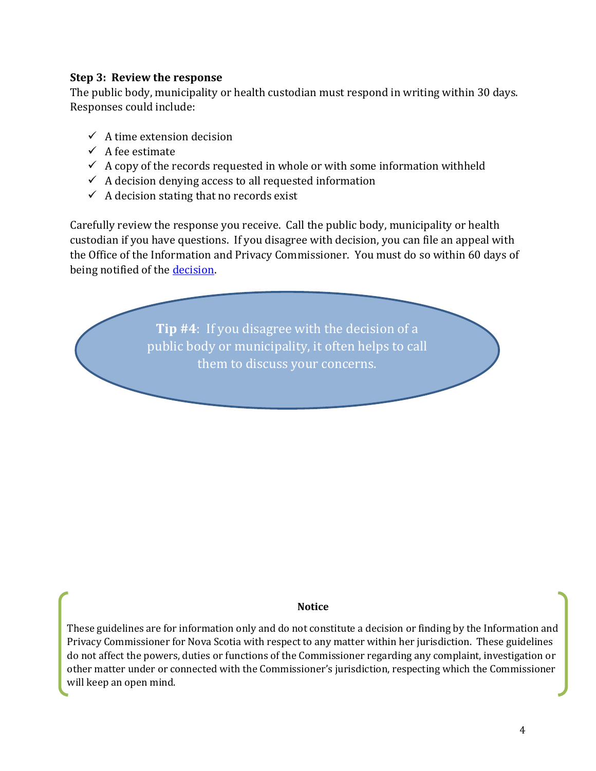**Step 3: Review the response**

The public body, municipality or health custodian must respond in writing within 30 days. Responses could include:

- ✓ A time extension decision
- ✓ A fee estimate
- ✓ A copy of the records requested in whole or with some information withheld
- ✓ A decision denying access to all requested information
- ✓ A decision stating that no records exist

Carefully review the response you receive. Call the public body, municipality or health custodian if you have questions. If you disagree with decision, you can file an appeal with the Office of the Information and Privacy Commissioner. You must do so within 60 days of being notified of the decision.

**Tip #4**: If you disagree with the decision of a public body or municipality, it often helps to call them to discuss your concerns.

**Notice**

These guidelines are for information only and do not constitute a decision or finding by the Information and Privacy Commissioner for Nova Scotia with respect to any matter within her jurisdiction. These guidelines do not affect the powers, duties or functions of the Commissioner regarding any complaint, investigation or other matter under or connected with the Commissioner's jurisdiction, respecting which the Commissioner will keep an open mind.